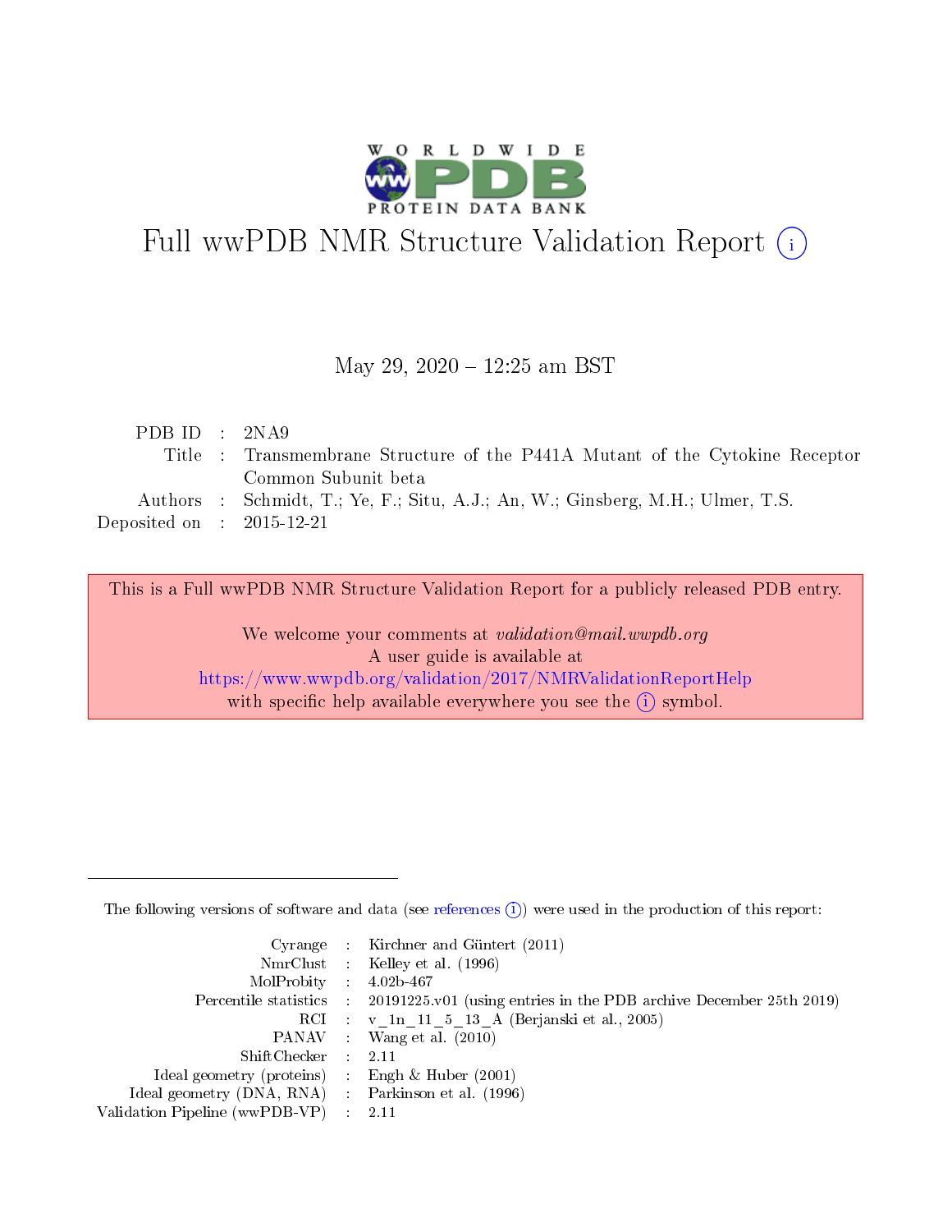# Full wwPDB NMR Structure Validation Report (i)

May 29, 2020 – 12:25 am BST

| | | |
|---|---|---|
| PDB ID | : | 2NA9 |
| Title | : | Transmembrane Structure of the P441A Mutant of the Cytokine Receptor Common Subunit beta |
| Authors | : | Schmidt, T.; Ye, F.; Situ, A.J.; An, W.; Ginsberg, M.H.; Ulmer, T.S. |
| Deposited on | : | 2015-12-21 |

This is a Full wwPDB NMR Structure Validation Report for a publicly released PDB entry.

We welcome your comments at *validation@mail.wwpdb.org*
A user guide is available at
https://www.wwpdb.org/validation/2017/NMRValidationReportHelp
with specific help available everywhere you see the (i) symbol.

---

The following versions of software and data (see references (i)) were used in the production of this report:

| | | |
|---|---|---|
| Cyrange | : | Kirchner and Güntert (2011) |
| NmrClust | : | Kelley et al. (1996) |
| MolProbity | : | 4.02b-467 |
| Percentile statistics | : | 20191225.v01 (using entries in the PDB archive December 25th 2019) |
| RCI | : | v_1n_11_5_13_A (Berjanski et al., 2005) |
| PANAV | : | Wang et al. (2010) |
| ShiftChecker | : | 2.11 |
| Ideal geometry (proteins) | : | Engh & Huber (2001) |
| Ideal geometry (DNA, RNA) | : | Parkinson et al. (1996) |
| Validation Pipeline (wwPDB-VP) | : | 2.11 |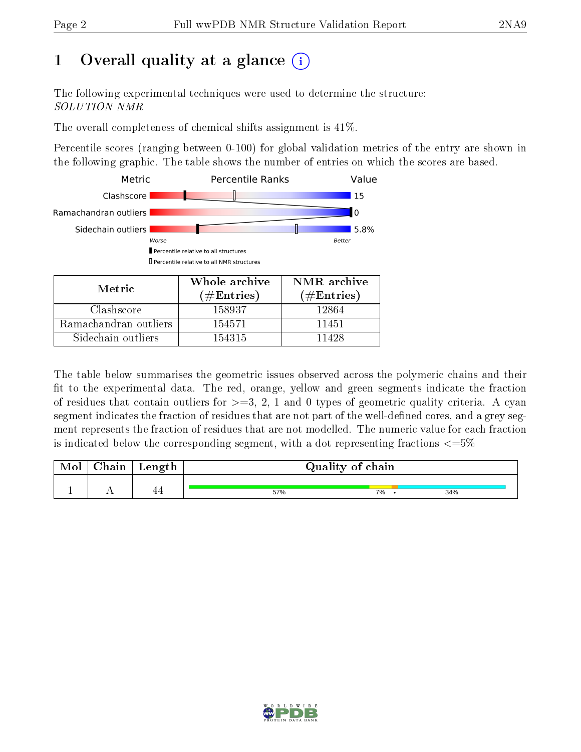# 1 Overall quality at a glance (i)

The following experimental techniques were used to determine the structure:
*SOLUTION NMR*

The overall completeness of chemical shifts assignment is 41%.

Percentile scores (ranging between 0-100) for global validation metrics of the entry are shown in the following graphic. The table shows the number of entries on which the scores are based.

| Metric | Percentile Ranks | Value |
|---|---|---|
| Clashscore | | 15 |
| Ramachandran outliers | | 0 |
| Sidechain outliers | | 5.8% |

Worse — Better

▮ Percentile relative to all structures

▯ Percentile relative to all NMR structures

| Metric | Whole archive (#Entries) | NMR archive (#Entries) |
|---|---|---|
| Clashscore | 158937 | 12864 |
| Ramachandran outliers | 154571 | 11451 |
| Sidechain outliers | 154315 | 11428 |

The table below summarises the geometric issues observed across the polymeric chains and their fit to the experimental data. The red, orange, yellow and green segments indicate the fraction of residues that contain outliers for >=3, 2, 1 and 0 types of geometric quality criteria. A cyan segment indicates the fraction of residues that are not part of the well-defined cores, and a grey segment represents the fraction of residues that are not modelled. The numeric value for each fraction is indicated below the corresponding segment, with a dot representing fractions <=5%

| Mol | Chain | Length | Quality of chain |
|---|---|---|---|
| 1 | A | 44 | 57% / 7% / • / 34% |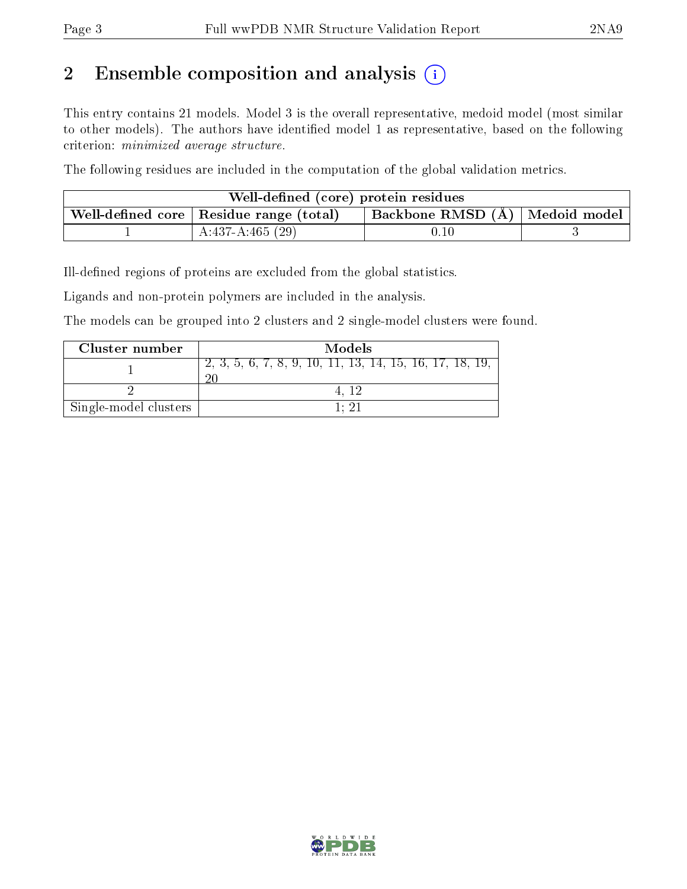## 2 Ensemble composition and analysis

This entry contains 21 models. Model 3 is the overall representative, medoid model (most similar to other models). The authors have identified model 1 as representative, based on the following criterion: *minimized average structure*.

The following residues are included in the computation of the global validation metrics.

| Well-defined (core) protein residues | | | |
|---|---|---|---|
| Well-defined core | Residue range (total) | Backbone RMSD (Å) | Medoid model |
| 1 | A:437-A:465 (29) | 0.10 | 3 |

Ill-defined regions of proteins are excluded from the global statistics.

Ligands and non-protein polymers are included in the analysis.

The models can be grouped into 2 clusters and 2 single-model clusters were found.

| Cluster number | Models |
|---|---|
| 1 | 2, 3, 5, 6, 7, 8, 9, 10, 11, 13, 14, 15, 16, 17, 18, 19, 20 |
| 2 | 4, 12 |
| Single-model clusters | 1; 21 |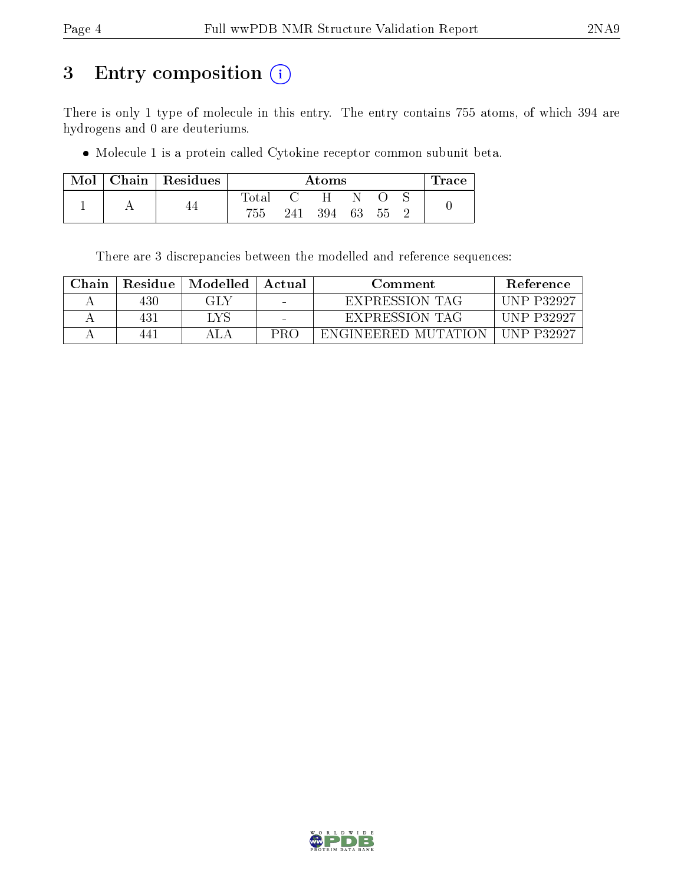# 3 Entry composition

There is only 1 type of molecule in this entry. The entry contains 755 atoms, of which 394 are hydrogens and 0 are deuteriums.

- Molecule 1 is a protein called Cytokine receptor common subunit beta.

| Mol | Chain | Residues | Atoms | | | | | | Trace |
|---|---|---|---|---|---|---|---|---|---|
| | | | Total | C | H | N | O | S | |
| 1 | A | 44 | 755 | 241 | 394 | 63 | 55 | 2 | 0 |

There are 3 discrepancies between the modelled and reference sequences:

| Chain | Residue | Modelled | Actual | Comment | Reference |
|---|---|---|---|---|---|
| A | 430 | GLY | - | EXPRESSION TAG | UNP P32927 |
| A | 431 | LYS | - | EXPRESSION TAG | UNP P32927 |
| A | 441 | ALA | PRO | ENGINEERED MUTATION | UNP P32927 |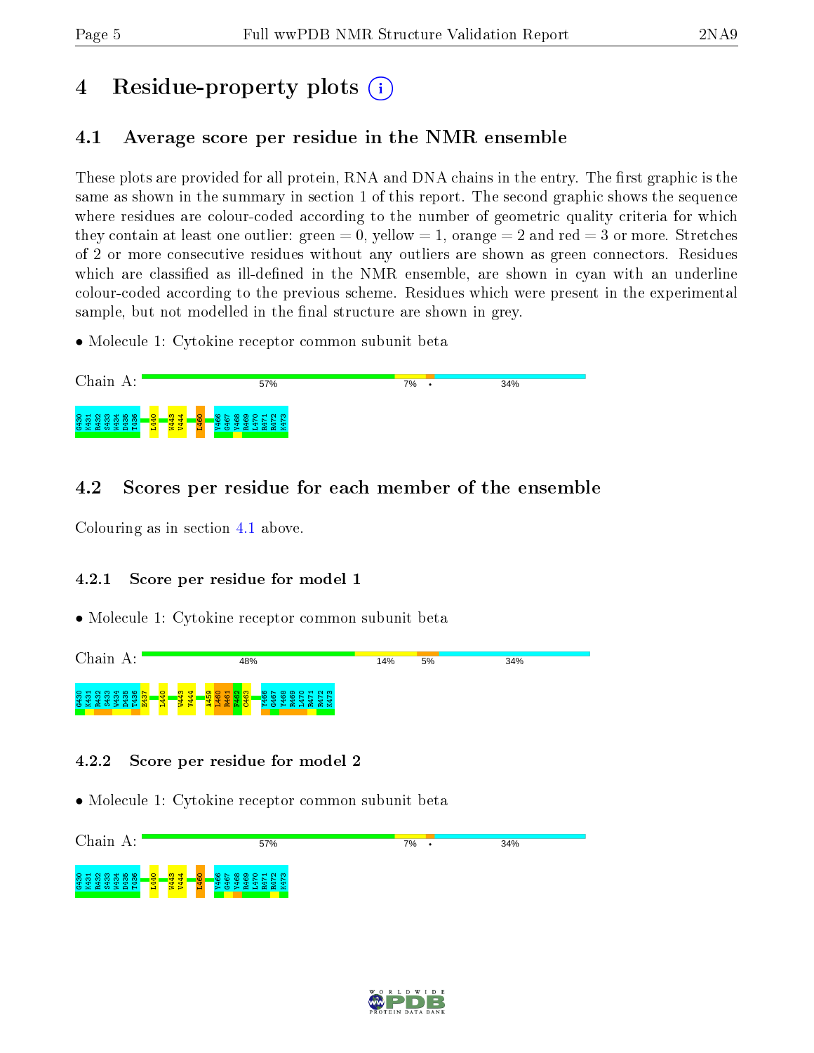# 4 Residue-property plots

## 4.1 Average score per residue in the NMR ensemble

These plots are provided for all protein, RNA and DNA chains in the entry. The first graphic is the same as shown in the summary in section 1 of this report. The second graphic shows the sequence where residues are colour-coded according to the number of geometric quality criteria for which they contain at least one outlier: green = 0, yellow = 1, orange = 2 and red = 3 or more. Stretches of 2 or more consecutive residues without any outliers are shown as green connectors. Residues which are classified as ill-defined in the NMR ensemble, are shown in cyan with an underline colour-coded according to the previous scheme. Residues which were present in the experimental sample, but not modelled in the final structure are shown in grey.

- Molecule 1: Cytokine receptor common subunit beta

Chain A: 57% 7% • 34%

G430 K431 R432 S433 W434 D435 T436 L440 W443 V444 L460 Y466 G467 Y468 R469 L470 R471 R472 K473

## 4.2 Scores per residue for each member of the ensemble

Colouring as in section 4.1 above.

### 4.2.1 Score per residue for model 1

- Molecule 1: Cytokine receptor common subunit beta

Chain A: 48% 14% 5% 34%

G430 K431 R432 S433 W434 D435 T436 E437 L440 W443 V444 A459 L460 R461 F462 C463 Y466 G467 Y468 R469 L470 R471 R472 K473

### 4.2.2 Score per residue for model 2

- Molecule 1: Cytokine receptor common subunit beta

Chain A: 57% 7% • 34%

G430 K431 R432 S433 W434 D435 T436 L440 W443 V444 L460 Y466 G467 Y468 R469 L470 R471 R472 K473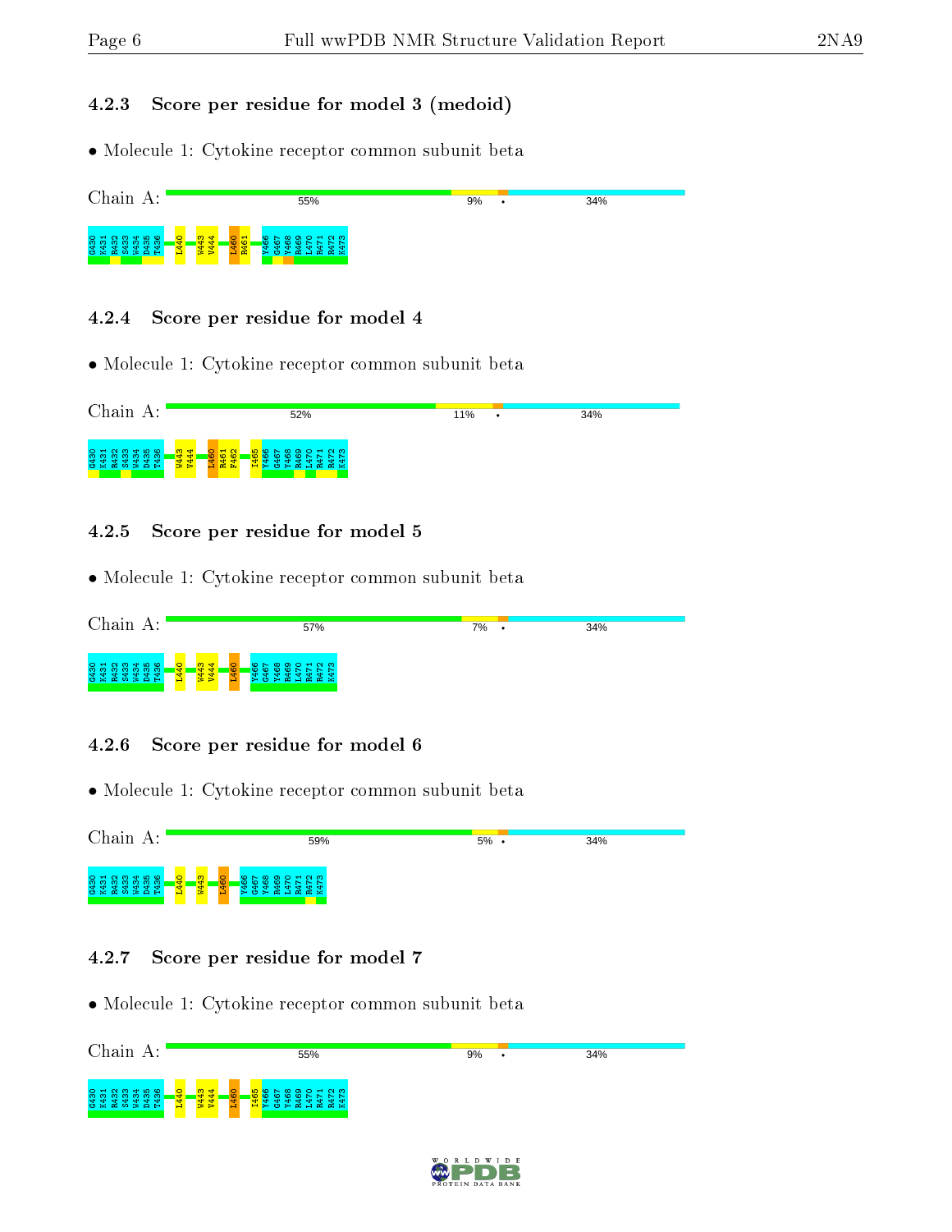### 4.2.3 Score per residue for model 3 (medoid)

- Molecule 1: Cytokine receptor common subunit beta

Chain A: 55% 9% • 34%

G430 K431 R432 S433 W434 D435 T436 L440 W443 V444 L460 R461 Y466 G467 Y468 R469 L470 R471 R472 K473

### 4.2.4 Score per residue for model 4

- Molecule 1: Cytokine receptor common subunit beta

Chain A: 52% 11% • 34%

G430 K431 R432 S433 W434 D435 T436 W443 V444 L460 R461 F462 I465 Y466 G467 Y468 R469 L470 R471 R472 K473

### 4.2.5 Score per residue for model 5

- Molecule 1: Cytokine receptor common subunit beta

Chain A: 57% 7% • 34%

G430 K431 R432 S433 W434 D435 T436 L440 W443 V444 L460 Y466 G467 Y468 R469 L470 R471 R472 K473

### 4.2.6 Score per residue for model 6

- Molecule 1: Cytokine receptor common subunit beta

Chain A: 59% 5% • 34%

G430 K431 R432 S433 W434 D435 T436 L440 W443 L460 Y466 G467 Y468 R469 L470 R471 R472 K473

### 4.2.7 Score per residue for model 7

- Molecule 1: Cytokine receptor common subunit beta

Chain A: 55% 9% • 34%

G430 K431 R432 S433 W434 D435 T436 L440 W443 V444 L460 I465 Y466 G467 Y468 R469 L470 R471 R472 K473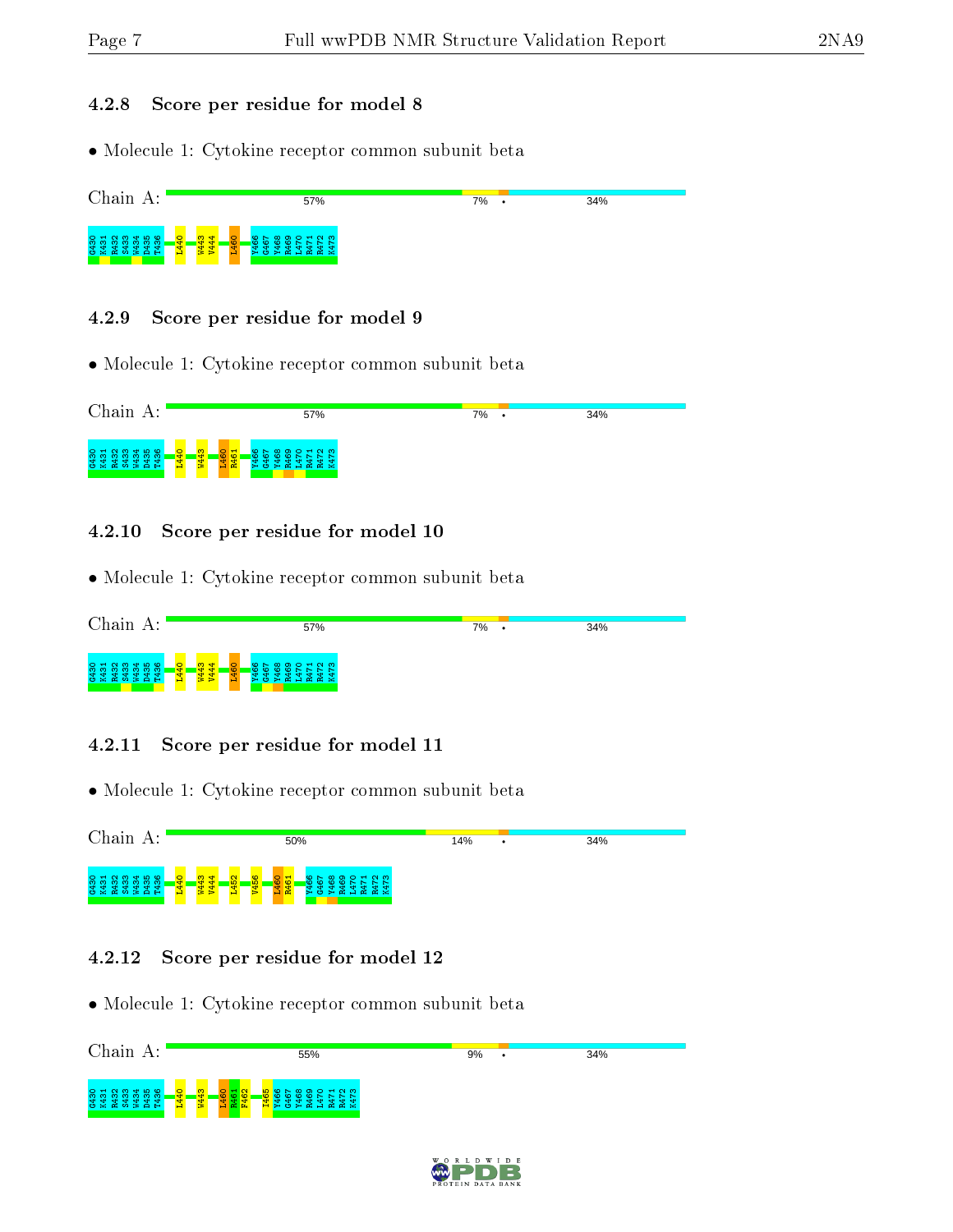### 4.2.8 Score per residue for model 8

- Molecule 1: Cytokine receptor common subunit beta

Chain A: 57% 7% • 34%

G430 K431 R432 S433 W434 D435 T436 L440 W443 V444 L460 Y466 G467 Y468 R469 L470 R471 R472 K473

### 4.2.9 Score per residue for model 9

- Molecule 1: Cytokine receptor common subunit beta

Chain A: 57% 7% • 34%

G430 K431 R432 S433 W434 D435 T436 L440 W443 L460 R461 Y466 G467 Y468 R469 L470 R471 R472 K473

### 4.2.10 Score per residue for model 10

- Molecule 1: Cytokine receptor common subunit beta

Chain A: 57% 7% • 34%

G430 K431 R432 S433 W434 D435 T436 L440 W443 V444 L460 Y466 G467 Y468 R469 L470 R471 R472 K473

### 4.2.11 Score per residue for model 11

- Molecule 1: Cytokine receptor common subunit beta

Chain A: 50% 14% • 34%

G430 K431 R432 S433 W434 D435 T436 L440 W443 V444 L452 V456 L460 R461 Y466 G467 Y468 R469 L470 R471 R472 K473

### 4.2.12 Score per residue for model 12

- Molecule 1: Cytokine receptor common subunit beta

Chain A: 55% 9% • 34%

G430 K431 R432 S433 W434 D435 T436 L440 W443 L460 R461 F462 I465 Y466 G467 Y468 R469 L470 R471 R472 K473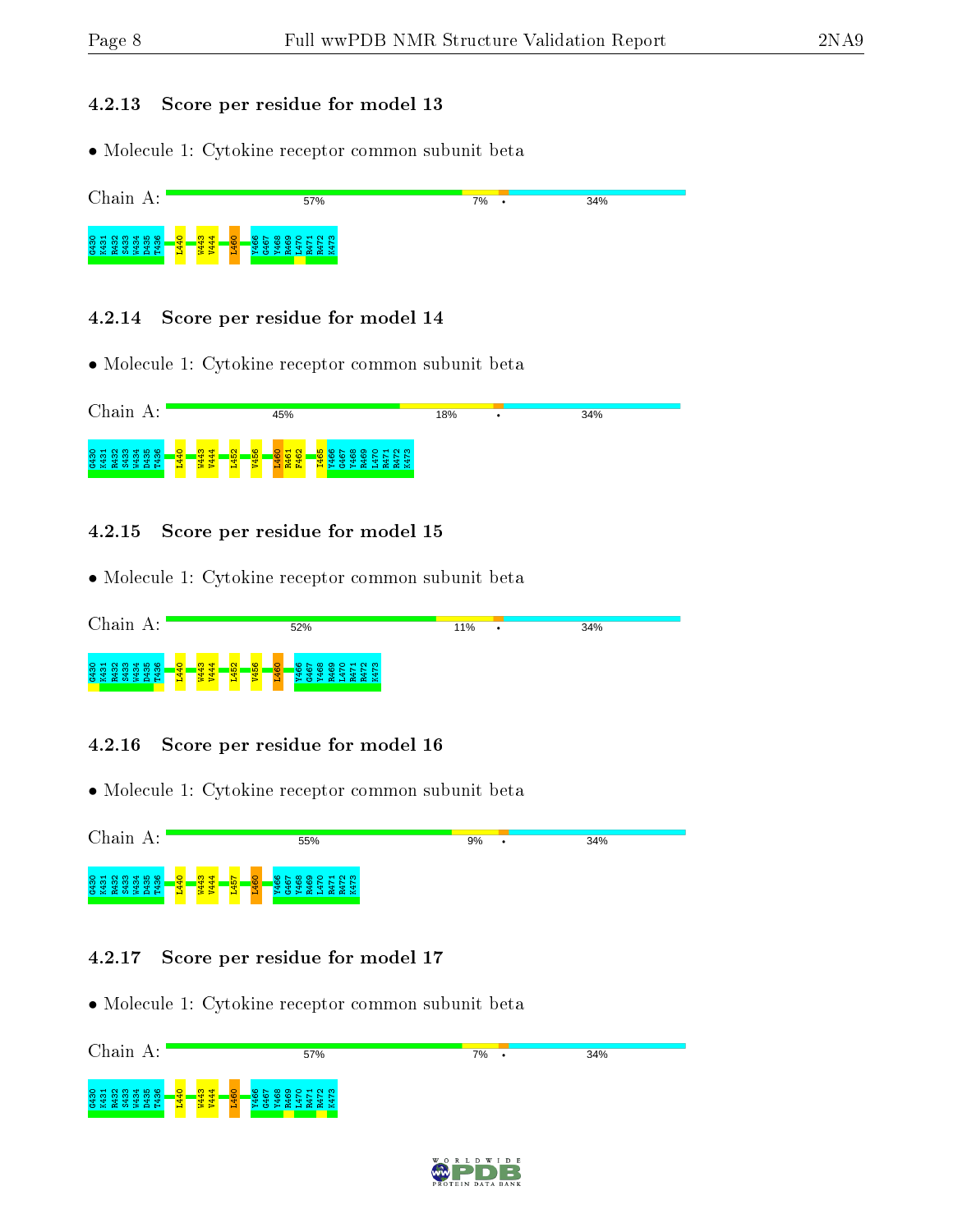### 4.2.13 Score per residue for model 13

- Molecule 1: Cytokine receptor common subunit beta

Chain A: 57% 7% • 34%

G430 K431 R432 S433 W434 D435 T436 L440 W443 V444 L460 Y466 G467 Y468 R469 L470 R471 R472 K473

### 4.2.14 Score per residue for model 14

- Molecule 1: Cytokine receptor common subunit beta

Chain A: 45% 18% • 34%

G430 K431 R432 S433 W434 D435 T436 L440 W443 V444 L452 V456 L460 R461 P462 I465 Y466 G467 Y468 R469 L470 R471 R472 K473

### 4.2.15 Score per residue for model 15

- Molecule 1: Cytokine receptor common subunit beta

Chain A: 52% 11% • 34%

G430 K431 R432 S433 W434 D435 T436 L440 W443 V444 L452 V456 L460 Y466 G467 Y468 R469 L470 R471 R472 K473

### 4.2.16 Score per residue for model 16

- Molecule 1: Cytokine receptor common subunit beta

Chain A: 55% 9% • 34%

G430 K431 R432 S433 W434 D435 T436 L440 W443 V444 L457 L460 Y466 G467 Y468 R469 L470 R471 R472 K473

### 4.2.17 Score per residue for model 17

- Molecule 1: Cytokine receptor common subunit beta

Chain A: 57% 7% • 34%

G430 K431 R432 S433 W434 D435 T436 L440 W443 V444 L460 Y466 G467 Y468 R469 L470 R471 R472 K473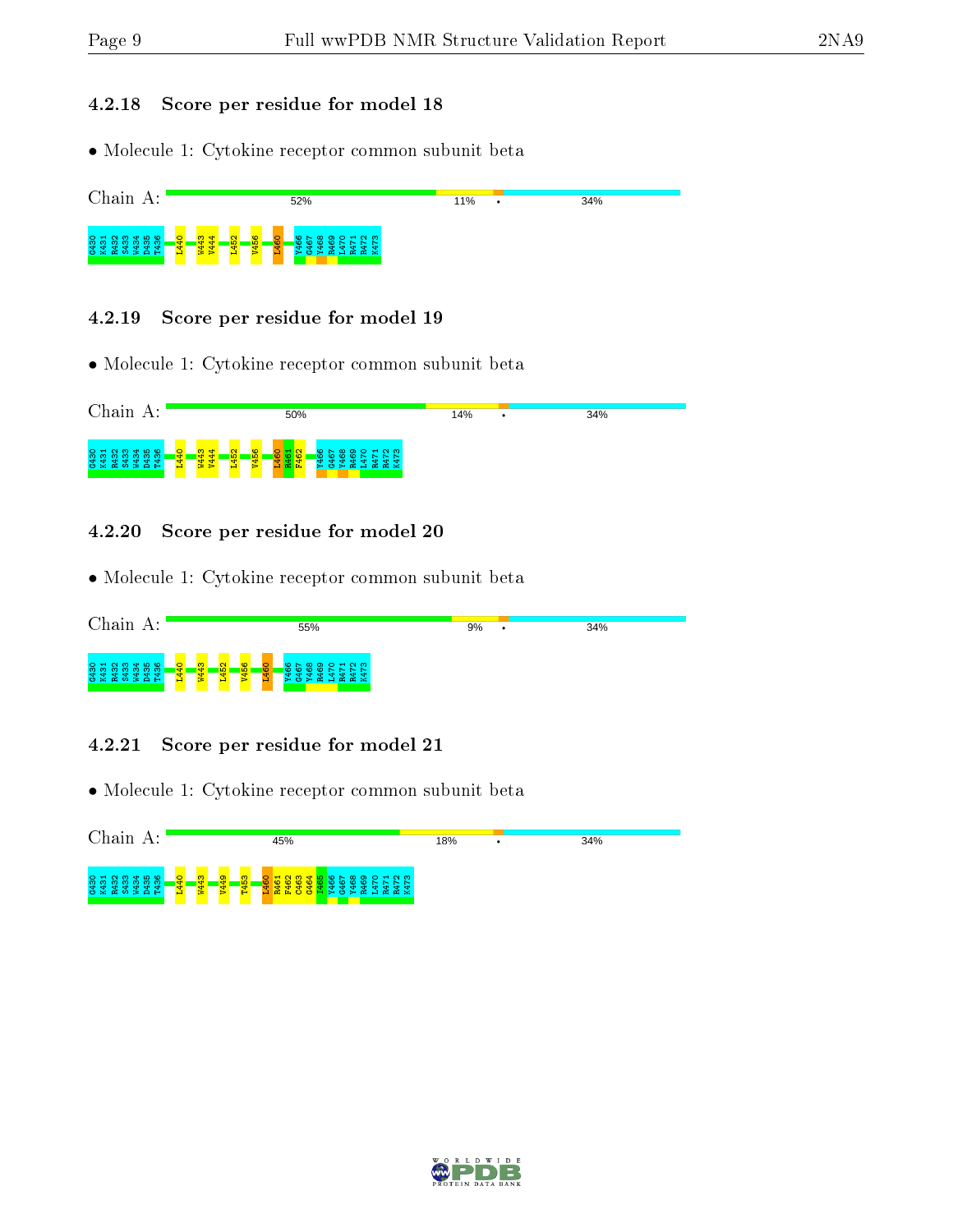### 4.2.18 Score per residue for model 18

- Molecule 1: Cytokine receptor common subunit beta

Chain A: 52% 11% • 34%

G430 K431 R432 S433 W434 D435 T436 L440 W443 V444 L452 V456 L460 Y466 G467 Y468 R469 L470 R471 R472 K473

### 4.2.19 Score per residue for model 19

- Molecule 1: Cytokine receptor common subunit beta

Chain A: 50% 14% • 34%

G430 K431 R432 S433 W434 D435 T436 L440 W443 V444 L452 V456 L460 R461 F462 Y466 G467 Y468 R469 L470 R471 R472 K473

### 4.2.20 Score per residue for model 20

- Molecule 1: Cytokine receptor common subunit beta

Chain A: 55% 9% • 34%

G430 K431 R432 S433 W434 D435 T436 L440 W443 L452 V456 L460 Y466 G467 Y468 R469 L470 R471 R472 K473

### 4.2.21 Score per residue for model 21

- Molecule 1: Cytokine receptor common subunit beta

Chain A: 45% 18% • 34%

G430 K431 R432 S433 W434 D435 T436 L440 W443 V449 T453 L460 R461 F462 G463 G464 I465 Y466 G467 Y468 R469 L470 R471 R472 K473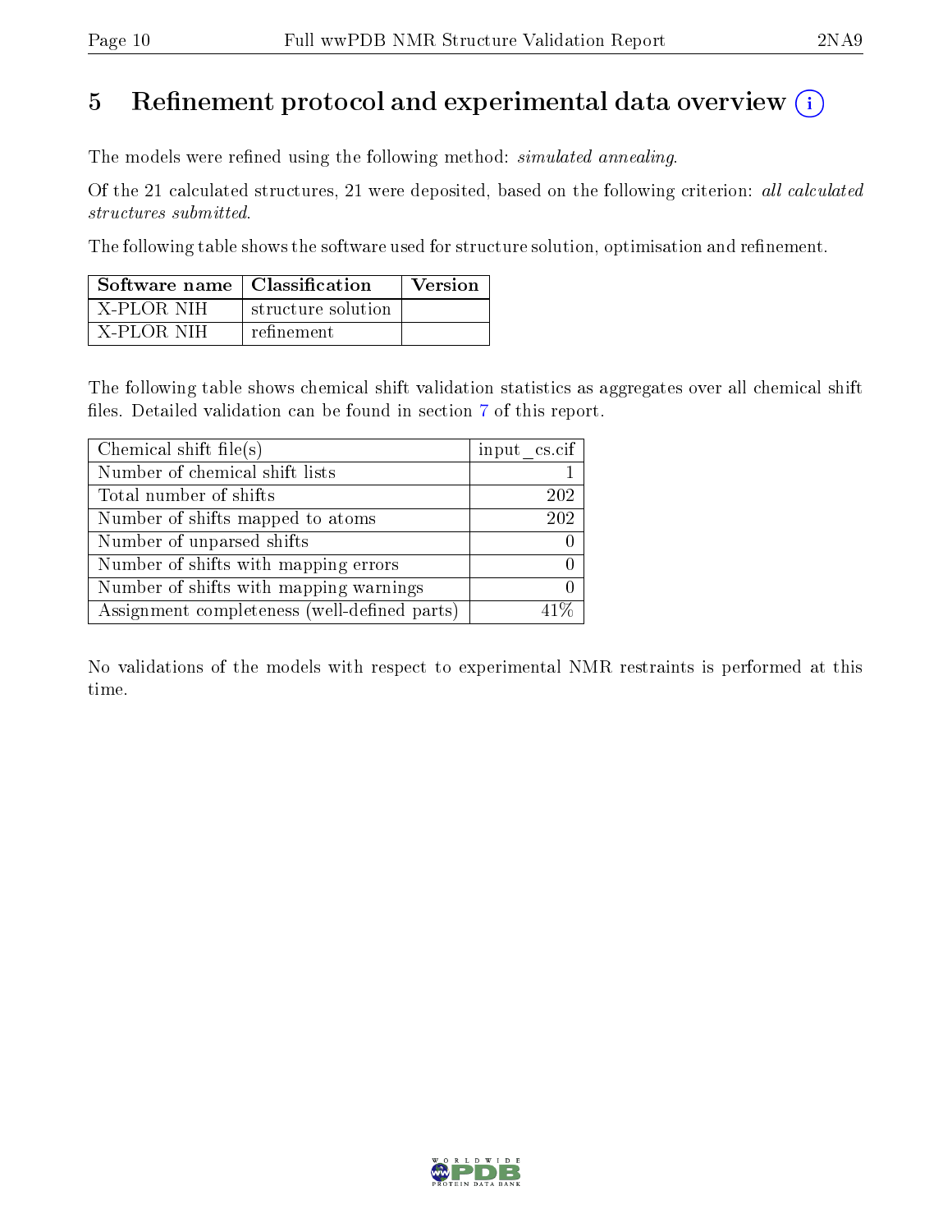# 5 Refinement protocol and experimental data overview (i)

The models were refined using the following method: *simulated annealing*.

Of the 21 calculated structures, 21 were deposited, based on the following criterion: *all calculated structures submitted*.

The following table shows the software used for structure solution, optimisation and refinement.

| Software name | Classification | Version |
|---|---|---|
| X-PLOR NIH | structure solution | |
| X-PLOR NIH | refinement | |

The following table shows chemical shift validation statistics as aggregates over all chemical shift files. Detailed validation can be found in section 7 of this report.

| Chemical shift file(s) | input_cs.cif |
|---|---|
| Number of chemical shift lists | 1 |
| Total number of shifts | 202 |
| Number of shifts mapped to atoms | 202 |
| Number of unparsed shifts | 0 |
| Number of shifts with mapping errors | 0 |
| Number of shifts with mapping warnings | 0 |
| Assignment completeness (well-defined parts) | 41% |

No validations of the models with respect to experimental NMR restraints is performed at this time.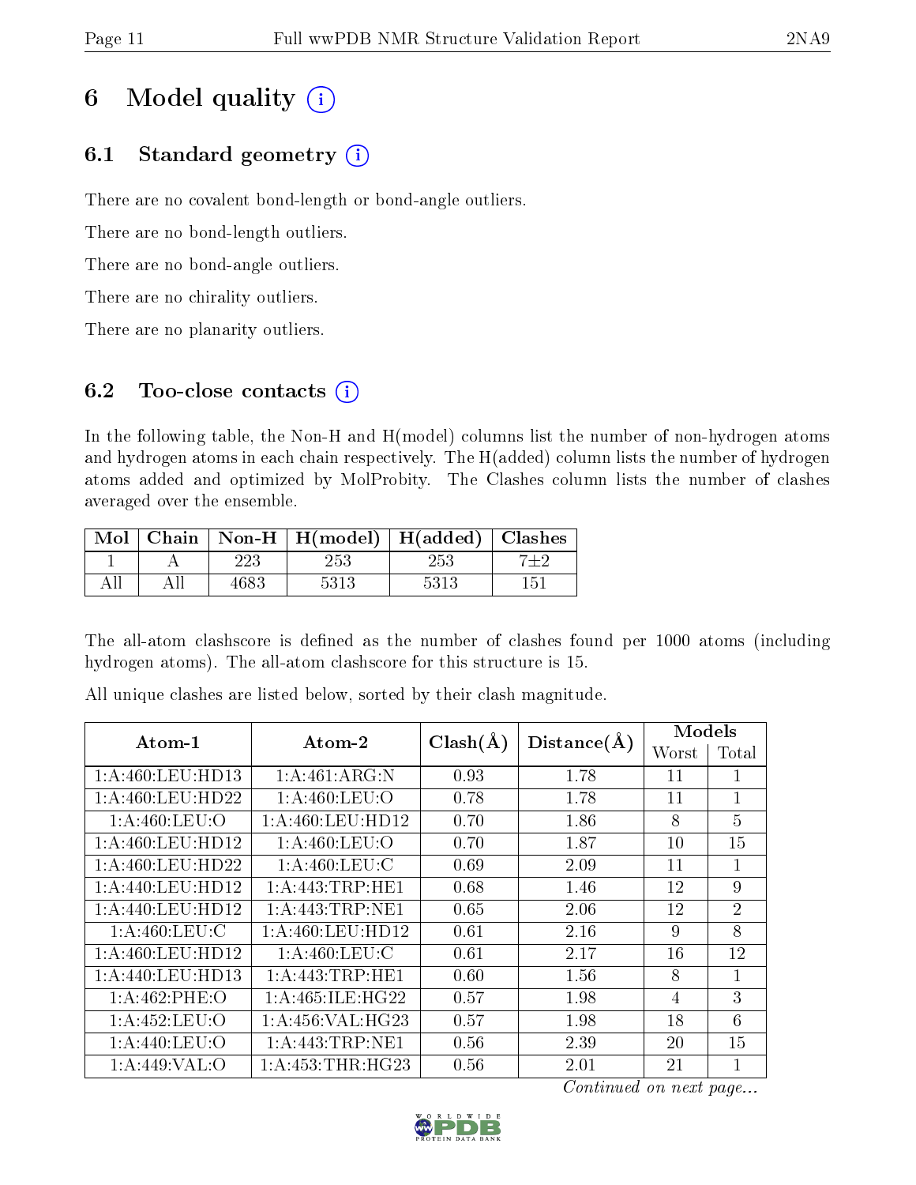# 6 Model quality (i)

## 6.1 Standard geometry (i)

There are no covalent bond-length or bond-angle outliers.

There are no bond-length outliers.

There are no bond-angle outliers.

There are no chirality outliers.

There are no planarity outliers.

## 6.2 Too-close contacts (i)

In the following table, the Non-H and H(model) columns list the number of non-hydrogen atoms and hydrogen atoms in each chain respectively. The H(added) column lists the number of hydrogen atoms added and optimized by MolProbity. The Clashes column lists the number of clashes averaged over the ensemble.

| Mol | Chain | Non-H | H(model) | H(added) | Clashes |
|---|---|---|---|---|---|
| 1 | A | 223 | 253 | 253 | 7±2 |
| All | All | 4683 | 5313 | 5313 | 151 |

The all-atom clashscore is defined as the number of clashes found per 1000 atoms (including hydrogen atoms). The all-atom clashscore for this structure is 15.

All unique clashes are listed below, sorted by their clash magnitude.

| Atom-1 | Atom-2 | Clash(Å) | Distance(Å) | Models | |
|---|---|---|---|---|---|
| | | | | Worst | Total |
| 1:A:460:LEU:HD13 | 1:A:461:ARG:N | 0.93 | 1.78 | 11 | 1 |
| 1:A:460:LEU:HD22 | 1:A:460:LEU:O | 0.78 | 1.78 | 11 | 1 |
| 1:A:460:LEU:O | 1:A:460:LEU:HD12 | 0.70 | 1.86 | 8 | 5 |
| 1:A:460:LEU:HD12 | 1:A:460:LEU:O | 0.70 | 1.87 | 10 | 15 |
| 1:A:460:LEU:HD22 | 1:A:460:LEU:C | 0.69 | 2.09 | 11 | 1 |
| 1:A:440:LEU:HD12 | 1:A:443:TRP:HE1 | 0.68 | 1.46 | 12 | 9 |
| 1:A:440:LEU:HD12 | 1:A:443:TRP:NE1 | 0.65 | 2.06 | 12 | 2 |
| 1:A:460:LEU:C | 1:A:460:LEU:HD12 | 0.61 | 2.16 | 9 | 8 |
| 1:A:460:LEU:HD12 | 1:A:460:LEU:C | 0.61 | 2.17 | 16 | 12 |
| 1:A:440:LEU:HD13 | 1:A:443:TRP:HE1 | 0.60 | 1.56 | 8 | 1 |
| 1:A:462:PHE:O | 1:A:465:ILE:HG22 | 0.57 | 1.98 | 4 | 3 |
| 1:A:452:LEU:O | 1:A:456:VAL:HG23 | 0.57 | 1.98 | 18 | 6 |
| 1:A:440:LEU:O | 1:A:443:TRP:NE1 | 0.56 | 2.39 | 20 | 15 |
| 1:A:449:VAL:O | 1:A:453:THR:HG23 | 0.56 | 2.01 | 21 | 1 |

*Continued on next page...*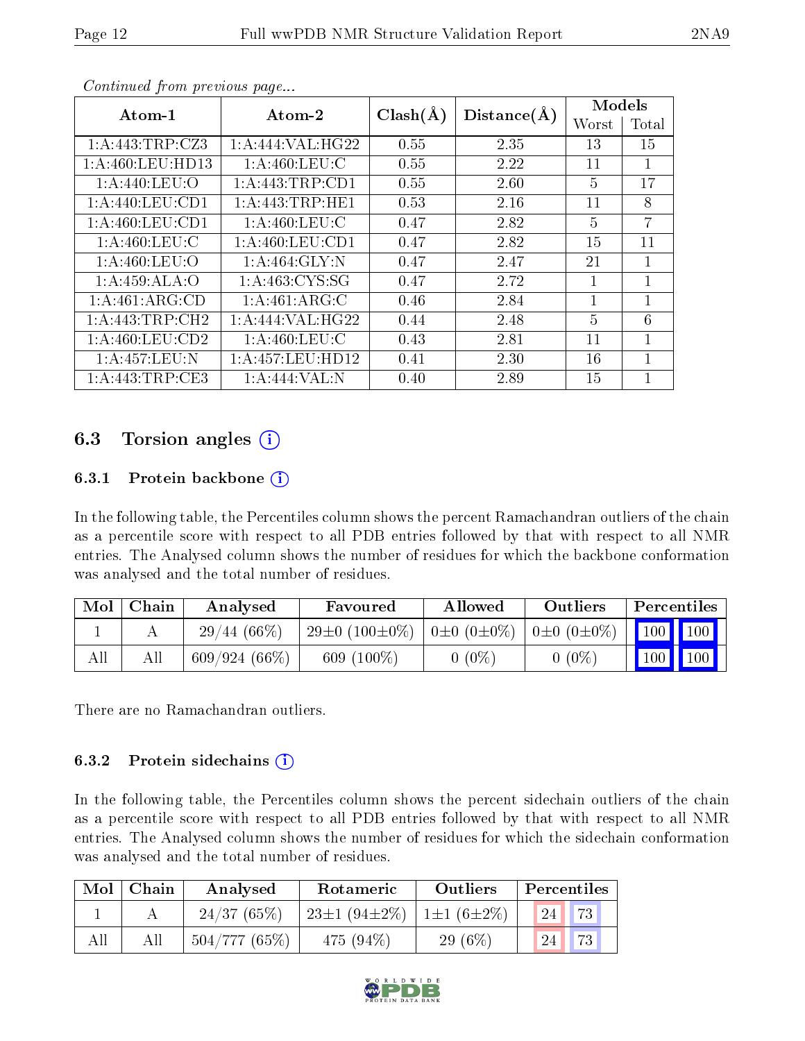*Continued from previous page...*

| Atom-1 | Atom-2 | Clash(Å) | Distance(Å) | Models | |
|---|---|---|---|---|---|
| | | | | Worst | Total |
| 1:A:443:TRP:CZ3 | 1:A:444:VAL:HG22 | 0.55 | 2.35 | 13 | 15 |
| 1:A:460:LEU:HD13 | 1:A:460:LEU:C | 0.55 | 2.22 | 11 | 1 |
| 1:A:440:LEU:O | 1:A:443:TRP:CD1 | 0.55 | 2.60 | 5 | 17 |
| 1:A:440:LEU:CD1 | 1:A:443:TRP:HE1 | 0.53 | 2.16 | 11 | 8 |
| 1:A:460:LEU:CD1 | 1:A:460:LEU:C | 0.47 | 2.82 | 5 | 7 |
| 1:A:460:LEU:C | 1:A:460:LEU:CD1 | 0.47 | 2.82 | 15 | 11 |
| 1:A:460:LEU:O | 1:A:464:GLY:N | 0.47 | 2.47 | 21 | 1 |
| 1:A:459:ALA:O | 1:A:463:CYS:SG | 0.47 | 2.72 | 1 | 1 |
| 1:A:461:ARG:CD | 1:A:461:ARG:C | 0.46 | 2.84 | 1 | 1 |
| 1:A:443:TRP:CH2 | 1:A:444:VAL:HG22 | 0.44 | 2.48 | 5 | 6 |
| 1:A:460:LEU:CD2 | 1:A:460:LEU:C | 0.43 | 2.81 | 11 | 1 |
| 1:A:457:LEU:N | 1:A:457:LEU:HD12 | 0.41 | 2.30 | 16 | 1 |
| 1:A:443:TRP:CE3 | 1:A:444:VAL:N | 0.40 | 2.89 | 15 | 1 |

## 6.3 Torsion angles

### 6.3.1 Protein backbone

In the following table, the Percentiles column shows the percent Ramachandran outliers of the chain as a percentile score with respect to all PDB entries followed by that with respect to all NMR entries. The Analysed column shows the number of residues for which the backbone conformation was analysed and the total number of residues.

| Mol | Chain | Analysed | Favoured | Allowed | Outliers | Percentiles | |
|---|---|---|---|---|---|---|---|
| 1 | A | 29/44 (66%) | 29±0 (100±0%) | 0±0 (0±0%) | 0±0 (0±0%) | 100 | 100 |
| All | All | 609/924 (66%) | 609 (100%) | 0 (0%) | 0 (0%) | 100 | 100 |

There are no Ramachandran outliers.

### 6.3.2 Protein sidechains

In the following table, the Percentiles column shows the percent sidechain outliers of the chain as a percentile score with respect to all PDB entries followed by that with respect to all NMR entries. The Analysed column shows the number of residues for which the sidechain conformation was analysed and the total number of residues.

| Mol | Chain | Analysed | Rotameric | Outliers | Percentiles | |
|---|---|---|---|---|---|---|
| 1 | A | 24/37 (65%) | 23±1 (94±2%) | 1±1 (6±2%) | 24 | 73 |
| All | All | 504/777 (65%) | 475 (94%) | 29 (6%) | 24 | 73 |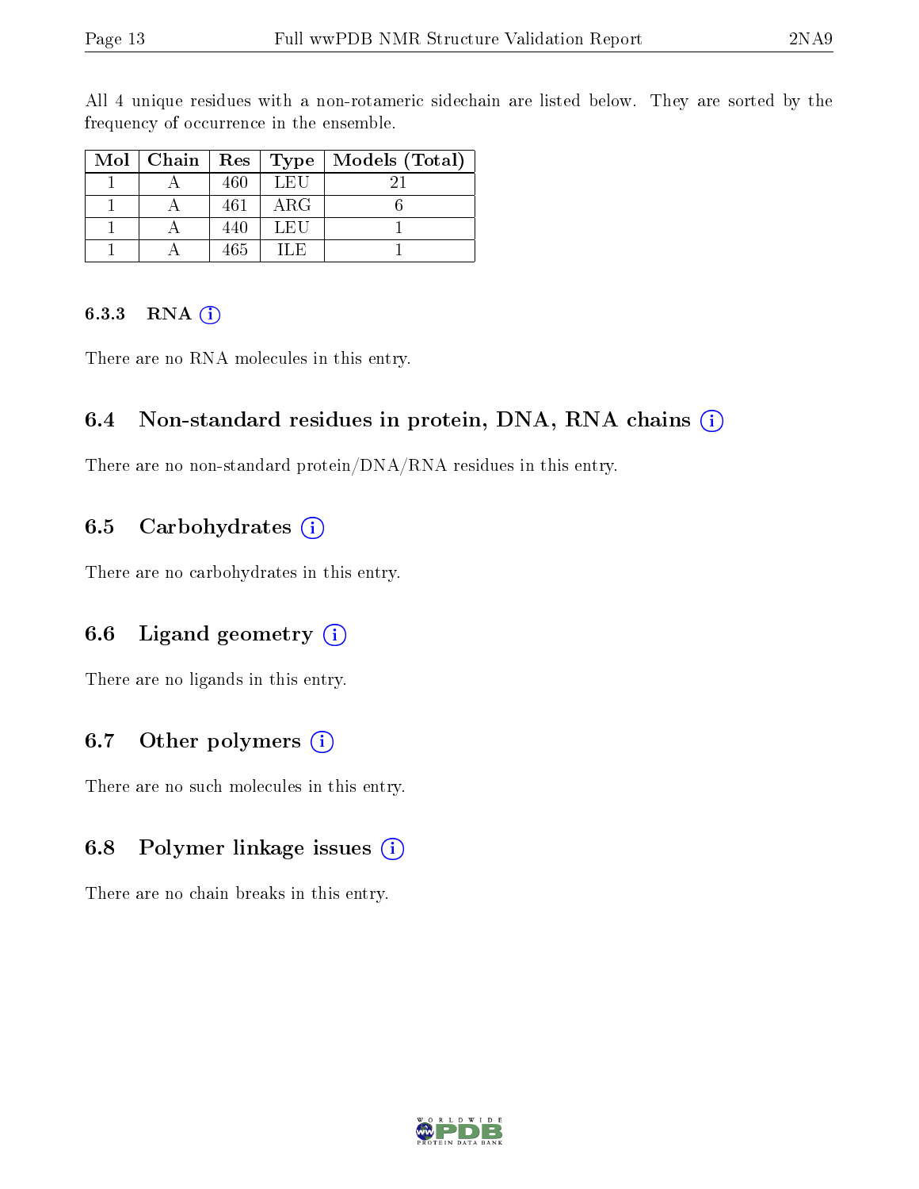All 4 unique residues with a non-rotameric sidechain are listed below. They are sorted by the frequency of occurrence in the ensemble.

| Mol | Chain | Res | Type | Models (Total) |
|---|---|---|---|---|
| 1 | A | 460 | LEU | 21 |
| 1 | A | 461 | ARG | 6 |
| 1 | A | 440 | LEU | 1 |
| 1 | A | 465 | ILE | 1 |

#### 6.3.3 RNA

There are no RNA molecules in this entry.

### 6.4 Non-standard residues in protein, DNA, RNA chains

There are no non-standard protein/DNA/RNA residues in this entry.

### 6.5 Carbohydrates

There are no carbohydrates in this entry.

### 6.6 Ligand geometry

There are no ligands in this entry.

### 6.7 Other polymers

There are no such molecules in this entry.

### 6.8 Polymer linkage issues

There are no chain breaks in this entry.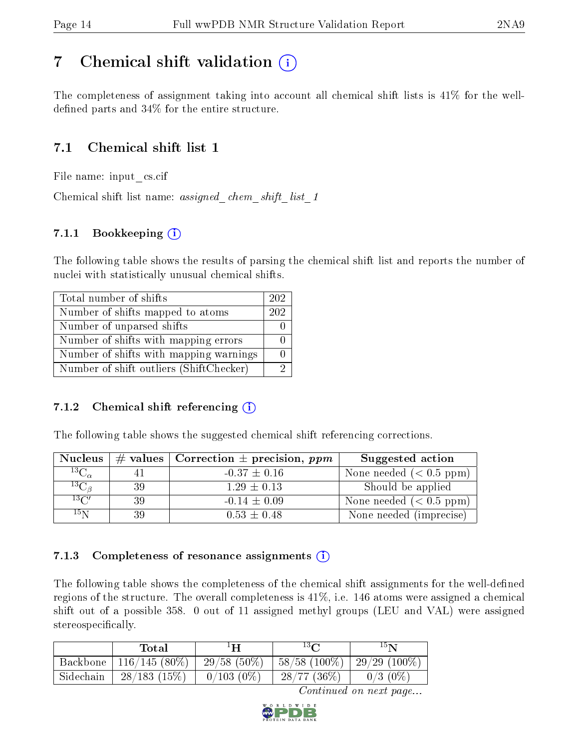# 7 Chemical shift validation

The completeness of assignment taking into account all chemical shift lists is 41% for the well-defined parts and 34% for the entire structure.

## 7.1 Chemical shift list 1

File name: input_cs.cif

Chemical shift list name: *assigned_chem_shift_list_1*

### 7.1.1 Bookkeeping

The following table shows the results of parsing the chemical shift list and reports the number of nuclei with statistically unusual chemical shifts.

| | |
|---|---|
| Total number of shifts | 202 |
| Number of shifts mapped to atoms | 202 |
| Number of unparsed shifts | 0 |
| Number of shifts with mapping errors | 0 |
| Number of shifts with mapping warnings | 0 |
| Number of shift outliers (ShiftChecker) | 2 |

### 7.1.2 Chemical shift referencing

The following table shows the suggested chemical shift referencing corrections.

| Nucleus | # values | Correction ± precision, *ppm* | Suggested action |
|---|---|---|---|
| $^{13}C_{\alpha}$ | 41 | -0.37 ± 0.16 | None needed (< 0.5 ppm) |
| $^{13}C_{\beta}$ | 39 | 1.29 ± 0.13 | Should be applied |
| $^{13}C'$ | 39 | -0.14 ± 0.09 | None needed (< 0.5 ppm) |
| $^{15}N$ | 39 | 0.53 ± 0.48 | None needed (imprecise) |

### 7.1.3 Completeness of resonance assignments

The following table shows the completeness of the chemical shift assignments for the well-defined regions of the structure. The overall completeness is 41%, i.e. 146 atoms were assigned a chemical shift out of a possible 358. 0 out of 11 assigned methyl groups (LEU and VAL) were assigned stereospecifically.

| | Total | $^{1}H$ | $^{13}C$ | $^{15}N$ |
|---|---|---|---|---|
| Backbone | 116/145 (80%) | 29/58 (50%) | 58/58 (100%) | 29/29 (100%) |
| Sidechain | 28/183 (15%) | 0/103 (0%) | 28/77 (36%) | 0/3 (0%) |

*Continued on next page...*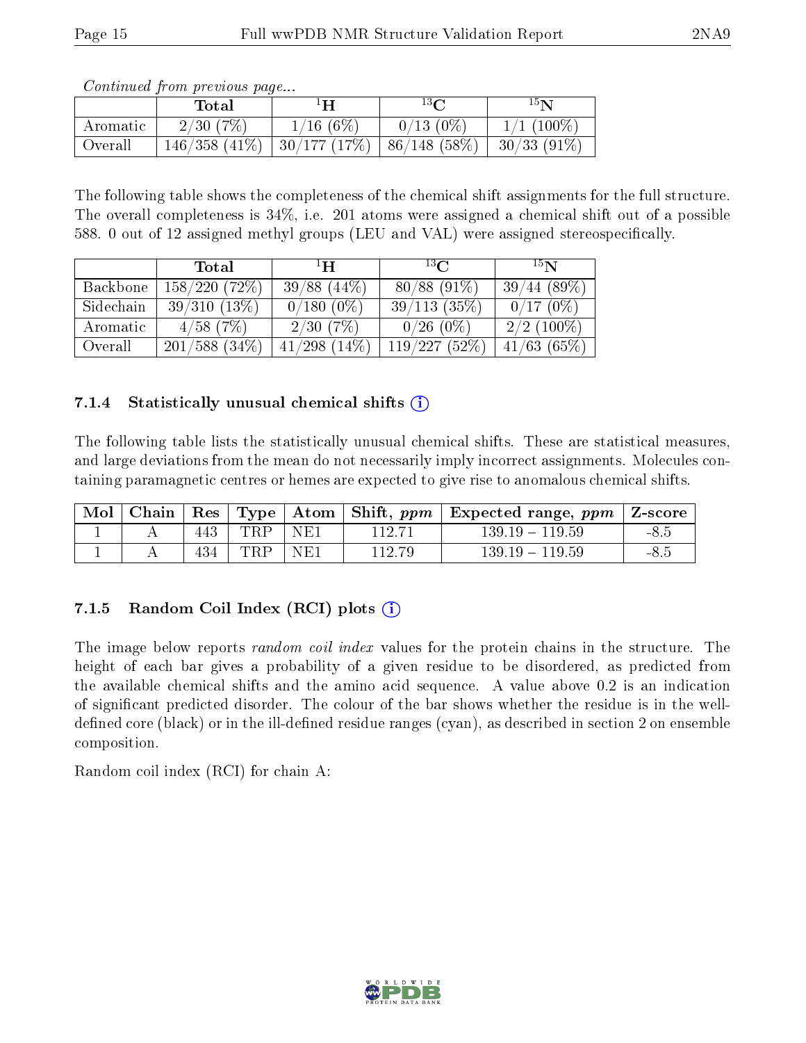*Continued from previous page...*

| | Total | $^{1}$H | $^{13}$C | $^{15}$N |
|---|---|---|---|---|
| Aromatic | 2/30 (7%) | 1/16 (6%) | 0/13 (0%) | 1/1 (100%) |
| Overall | 146/358 (41%) | 30/177 (17%) | 86/148 (58%) | 30/33 (91%) |

The following table shows the completeness of the chemical shift assignments for the full structure. The overall completeness is 34%, i.e. 201 atoms were assigned a chemical shift out of a possible 588. 0 out of 12 assigned methyl groups (LEU and VAL) were assigned stereospecifically.

| | Total | $^{1}$H | $^{13}$C | $^{15}$N |
|---|---|---|---|---|
| Backbone | 158/220 (72%) | 39/88 (44%) | 80/88 (91%) | 39/44 (89%) |
| Sidechain | 39/310 (13%) | 0/180 (0%) | 39/113 (35%) | 0/17 (0%) |
| Aromatic | 4/58 (7%) | 2/30 (7%) | 0/26 (0%) | 2/2 (100%) |
| Overall | 201/588 (34%) | 41/298 (14%) | 119/227 (52%) | 41/63 (65%) |

### 7.1.4 Statistically unusual chemical shifts

The following table lists the statistically unusual chemical shifts. These are statistical measures, and large deviations from the mean do not necessarily imply incorrect assignments. Molecules containing paramagnetic centres or hemes are expected to give rise to anomalous chemical shifts.

| Mol | Chain | Res | Type | Atom | Shift, *ppm* | Expected range, *ppm* | Z-score |
|---|---|---|---|---|---|---|---|
| 1 | A | 443 | TRP | NE1 | 112.71 | 139.19 – 119.59 | -8.5 |
| 1 | A | 434 | TRP | NE1 | 112.79 | 139.19 – 119.59 | -8.5 |

### 7.1.5 Random Coil Index (RCI) plots

The image below reports *random coil index* values for the protein chains in the structure. The height of each bar gives a probability of a given residue to be disordered, as predicted from the available chemical shifts and the amino acid sequence. A value above 0.2 is an indication of significant predicted disorder. The colour of the bar shows whether the residue is in the well-defined core (black) or in the ill-defined residue ranges (cyan), as described in section 2 on ensemble composition.

Random coil index (RCI) for chain A: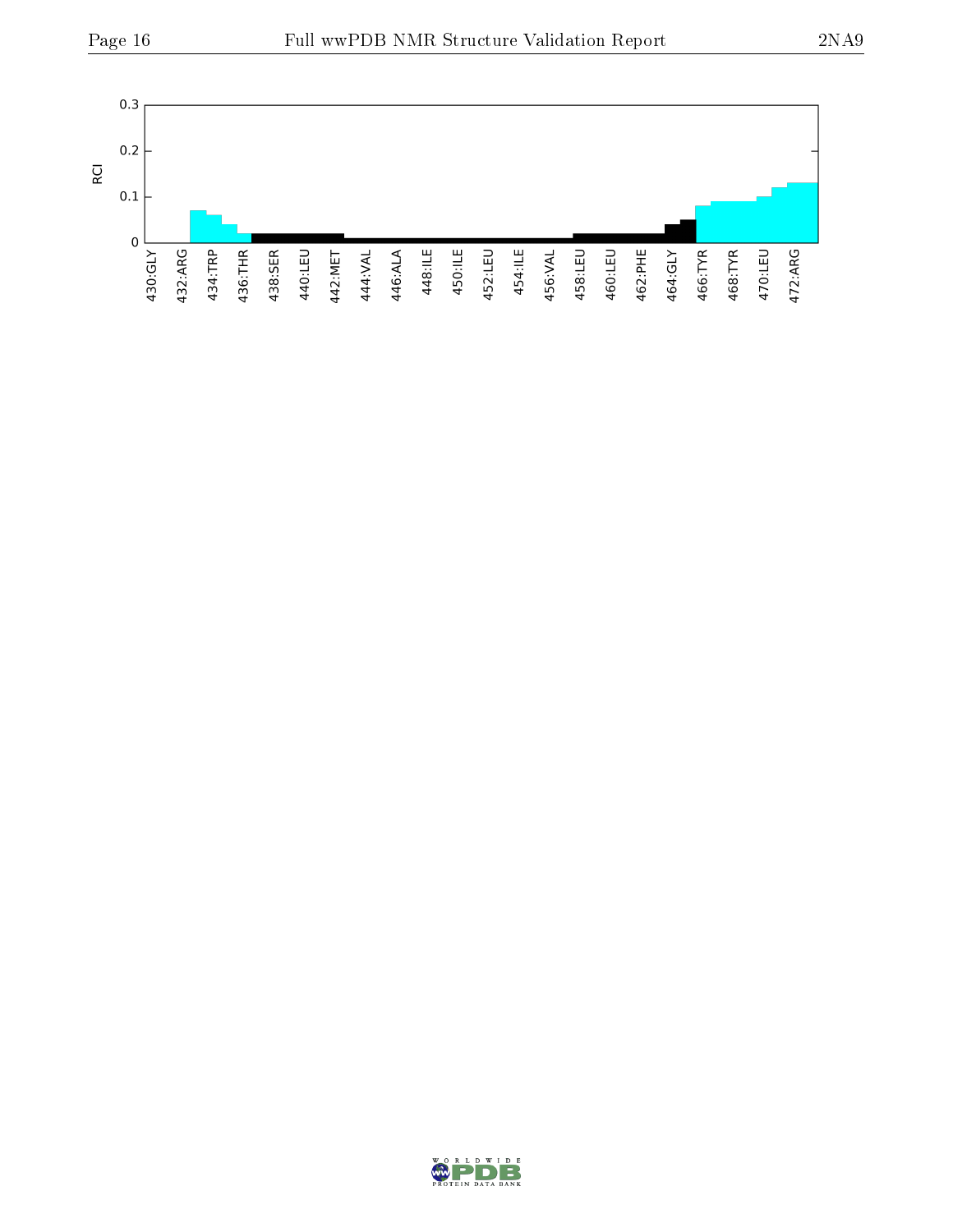RCI

0.3
0.2
0.1
0

430:GLY
432:ARG
434:TRP
436:THR
438:SER
440:LEU
442:MET
444:VAL
446:ALA
448:ILE
450:ILE
452:LEU
454:ILE
456:VAL
458:LEU
460:LEU
462:PHE
464:GLY
466:TYR
468:TYR
470:LEU
472:ARG